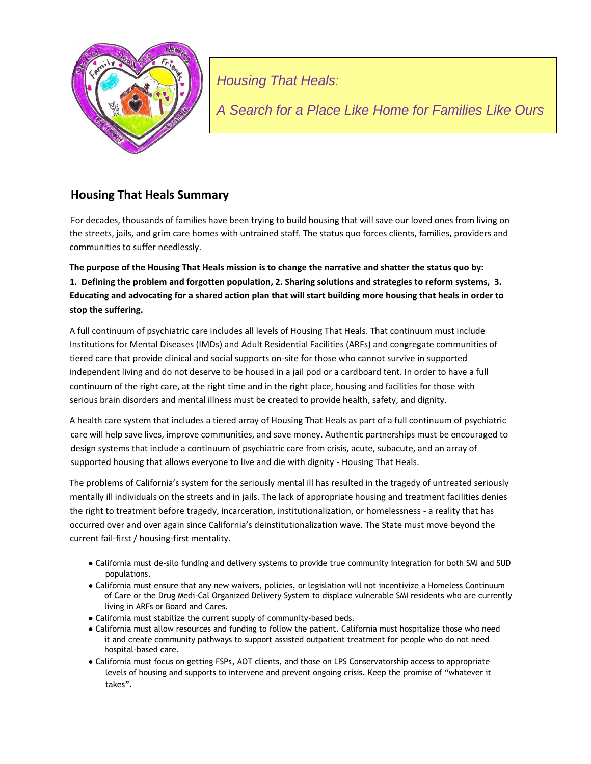*Housing That Heals:*

*A Search for a Place Like Home for Families Like Ours*

## Housing That Heals Summary

For decades, thousands of families have been trying to build housing that will save our loved ones from living on the streets, jails, and grim care homes with untrained staff. The status quo forces clients, families, providers and communities to suffer needlessly.

**The purpose of the Housing That Heals mission is to change the narrative and shatter the status quo by: 1. Defining the problem and forgotten population, 2. Sharing solutions and strategies to reform systems, 3. Educating and advocating for a shared action plan that will start building more housing that heals in order to stop the suffering.**

A full continuum of psychiatric care includes all levels of Housing That Heals. That continuum must include Institutions for Mental Diseases (IMDs) and Adult Residential Facilities (ARFs) and congregate communities of tiered care that provide clinical and social supports on-site for those who cannot survive in supported independent living and do not deserve to be housed in a jail pod or a cardboard tent. In order to have a full continuum of the right care, at the right time and in the right place, housing and facilities for those with serious brain disorders and mental illness must be created to provide health, safety, and dignity.

A health care system that includes a tiered array of Housing That Heals as part of a full continuum of psychiatric care will help save lives, improve communities, and save money. Authentic partnerships must be encouraged to design systems that include a continuum of psychiatric care from crisis, acute, subacute, and an array of supported housing that allows everyone to live and die with dignity - Housing That Heals.

The problems of California's system for the seriously mental ill has resulted in the tragedy of untreated seriously mentally ill individuals on the streets and in jails. The lack of appropriate housing and treatment facilities denies the right to treatment before tragedy, incarceration, institutionalization, or homelessness - a reality that has occurred over and over again since California's deinstitutionalization wave. The State must move beyond the current fail-first / housing-first mentality.

- California must de-silo funding and delivery systems to provide true community integration for both SMI and SUD populations.
- California must ensure that any new waivers, policies, or legislation will not incentivize a Homeless Continuum of Care or the Drug Medi-Cal Organized Delivery System to displace vulnerable SMI residents who are currently living in ARFs or Board and Cares.
- California must stabilize the current supply of community-based beds.
- California must allow resources and funding to follow the patient. California must hospitalize those who need it and create community pathways to support assisted outpatient treatment for people who do not need hospital-based care.
- California must focus on getting FSPs, AOT clients, and those on LPS Conservatorship access to appropriate levels of housing and supports to intervene and prevent ongoing crisis. Keep the promise of "whatever it takes".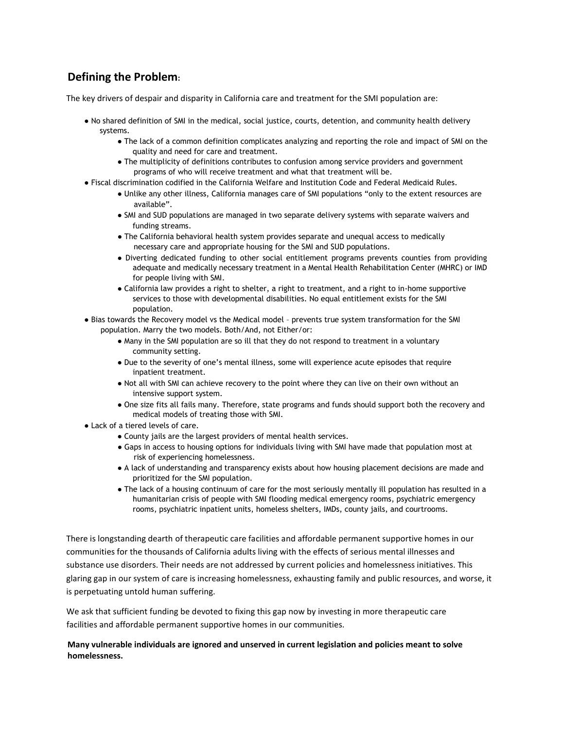## Defining the Problem:

The key drivers of despair and disparity in California care and treatment for the SMI population are:

- No shared definition of SMI in the medical, social justice, courts, detention, and community health delivery systems.
  - The lack of a common definition complicates analyzing and reporting the role and impact of SMI on the quality and need for care and treatment.
  - The multiplicity of definitions contributes to confusion among service providers and government programs of who will receive treatment and what that treatment will be.
- Fiscal discrimination codified in the California Welfare and Institution Code and Federal Medicaid Rules.
  - Unlike any other illness, California manages care of SMI populations "only to the extent resources are available".
  - SMI and SUD populations are managed in two separate delivery systems with separate waivers and funding streams.
  - The California behavioral health system provides separate and unequal access to medically necessary care and appropriate housing for the SMI and SUD populations.
  - Diverting dedicated funding to other social entitlement programs prevents counties from providing adequate and medically necessary treatment in a Mental Health Rehabilitation Center (MHRC) or IMD for people living with SMI.
  - California law provides a right to shelter, a right to treatment, and a right to in-home supportive services to those with developmental disabilities. No equal entitlement exists for the SMI population.
- Bias towards the Recovery model vs the Medical model – prevents true system transformation for the SMI population. Marry the two models. Both/And, not Either/or:
  - Many in the SMI population are so ill that they do not respond to treatment in a voluntary community setting.
  - Due to the severity of one's mental illness, some will experience acute episodes that require inpatient treatment.
  - Not all with SMI can achieve recovery to the point where they can live on their own without an intensive support system.
  - One size fits all fails many. Therefore, state programs and funds should support both the recovery and medical models of treating those with SMI.
- Lack of a tiered levels of care.
  - County jails are the largest providers of mental health services.
  - Gaps in access to housing options for individuals living with SMI have made that population most at risk of experiencing homelessness.
  - A lack of understanding and transparency exists about how housing placement decisions are made and prioritized for the SMI population.
  - The lack of a housing continuum of care for the most seriously mentally ill population has resulted in a humanitarian crisis of people with SMI flooding medical emergency rooms, psychiatric emergency rooms, psychiatric inpatient units, homeless shelters, IMDs, county jails, and courtrooms.

There is longstanding dearth of therapeutic care facilities and affordable permanent supportive homes in our communities for the thousands of California adults living with the effects of serious mental illnesses and substance use disorders. Their needs are not addressed by current policies and homelessness initiatives. This glaring gap in our system of care is increasing homelessness, exhausting family and public resources, and worse, it is perpetuating untold human suffering.

We ask that sufficient funding be devoted to fixing this gap now by investing in more therapeutic care facilities and affordable permanent supportive homes in our communities.

**Many vulnerable individuals are ignored and unserved in current legislation and policies meant to solve homelessness.**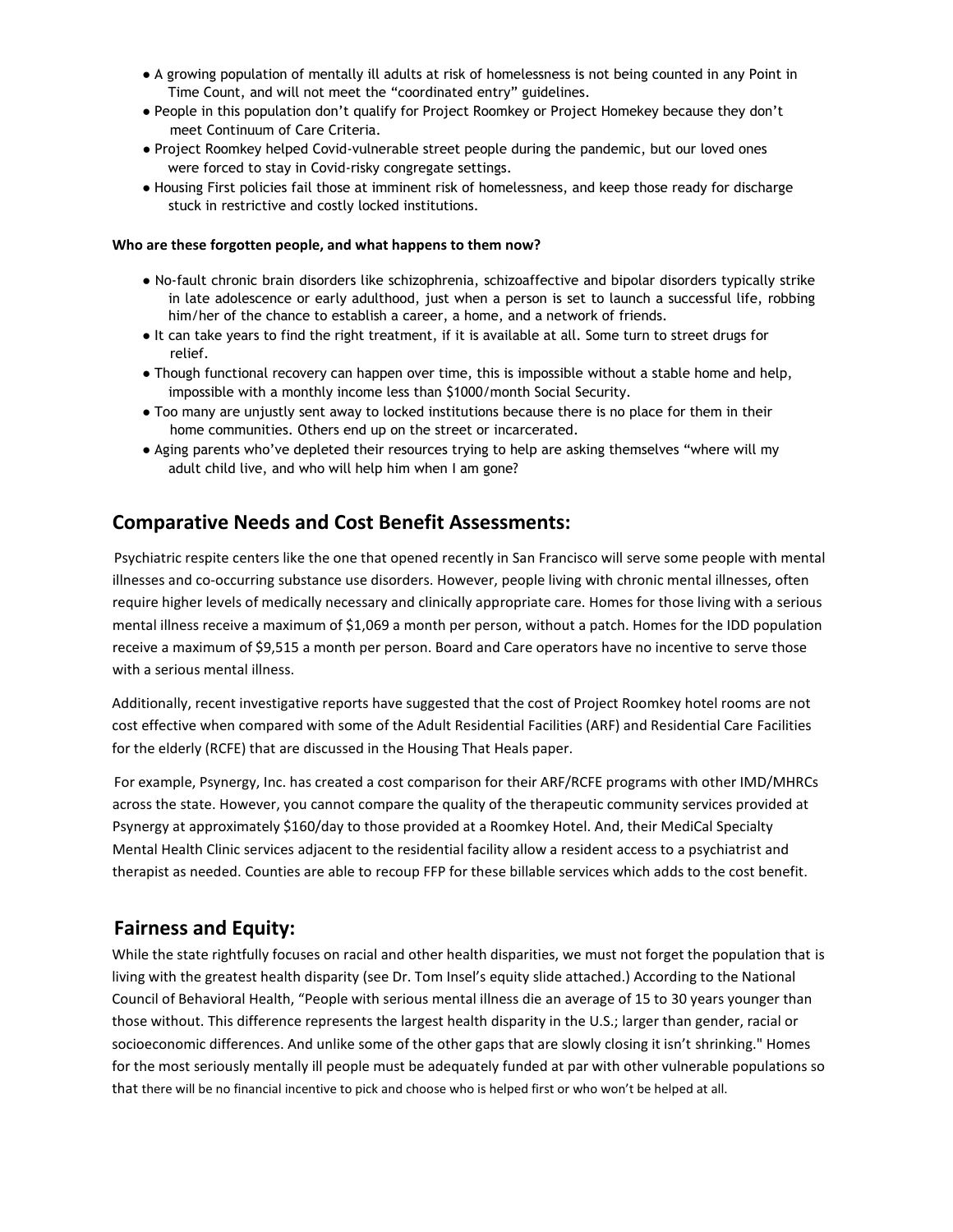- A growing population of mentally ill adults at risk of homelessness is not being counted in any Point in Time Count, and will not meet the "coordinated entry" guidelines.
- People in this population don't qualify for Project Roomkey or Project Homekey because they don't meet Continuum of Care Criteria.
- Project Roomkey helped Covid-vulnerable street people during the pandemic, but our loved ones were forced to stay in Covid-risky congregate settings.
- Housing First policies fail those at imminent risk of homelessness, and keep those ready for discharge stuck in restrictive and costly locked institutions.

**Who are these forgotten people, and what happens to them now?**

- No-fault chronic brain disorders like schizophrenia, schizoaffective and bipolar disorders typically strike in late adolescence or early adulthood, just when a person is set to launch a successful life, robbing him/her of the chance to establish a career, a home, and a network of friends.
- It can take years to find the right treatment, if it is available at all. Some turn to street drugs for relief.
- Though functional recovery can happen over time, this is impossible without a stable home and help, impossible with a monthly income less than $1000/month Social Security.
- Too many are unjustly sent away to locked institutions because there is no place for them in their home communities. Others end up on the street or incarcerated.
- Aging parents who've depleted their resources trying to help are asking themselves "where will my adult child live, and who will help him when I am gone?

## Comparative Needs and Cost Benefit Assessments:

Psychiatric respite centers like the one that opened recently in San Francisco will serve some people with mental illnesses and co-occurring substance use disorders. However, people living with chronic mental illnesses, often require higher levels of medically necessary and clinically appropriate care. Homes for those living with a serious mental illness receive a maximum of $1,069 a month per person, without a patch. Homes for the IDD population receive a maximum of $9,515 a month per person. Board and Care operators have no incentive to serve those with a serious mental illness.

Additionally, recent investigative reports have suggested that the cost of Project Roomkey hotel rooms are not cost effective when compared with some of the Adult Residential Facilities (ARF) and Residential Care Facilities for the elderly (RCFE) that are discussed in the Housing That Heals paper.

For example, Psynergy, Inc. has created a cost comparison for their ARF/RCFE programs with other IMD/MHRCs across the state. However, you cannot compare the quality of the therapeutic community services provided at Psynergy at approximately $160/day to those provided at a Roomkey Hotel. And, their MediCal Specialty Mental Health Clinic services adjacent to the residential facility allow a resident access to a psychiatrist and therapist as needed. Counties are able to recoup FFP for these billable services which adds to the cost benefit.

## Fairness and Equity:

While the state rightfully focuses on racial and other health disparities, we must not forget the population that is living with the greatest health disparity (see Dr. Tom Insel's equity slide attached.) According to the National Council of Behavioral Health, "People with serious mental illness die an average of 15 to 30 years younger than those without. This difference represents the largest health disparity in the U.S.; larger than gender, racial or socioeconomic differences. And unlike some of the other gaps that are slowly closing it isn't shrinking." Homes for the most seriously mentally ill people must be adequately funded at par with other vulnerable populations so that there will be no financial incentive to pick and choose who is helped first or who won't be helped at all.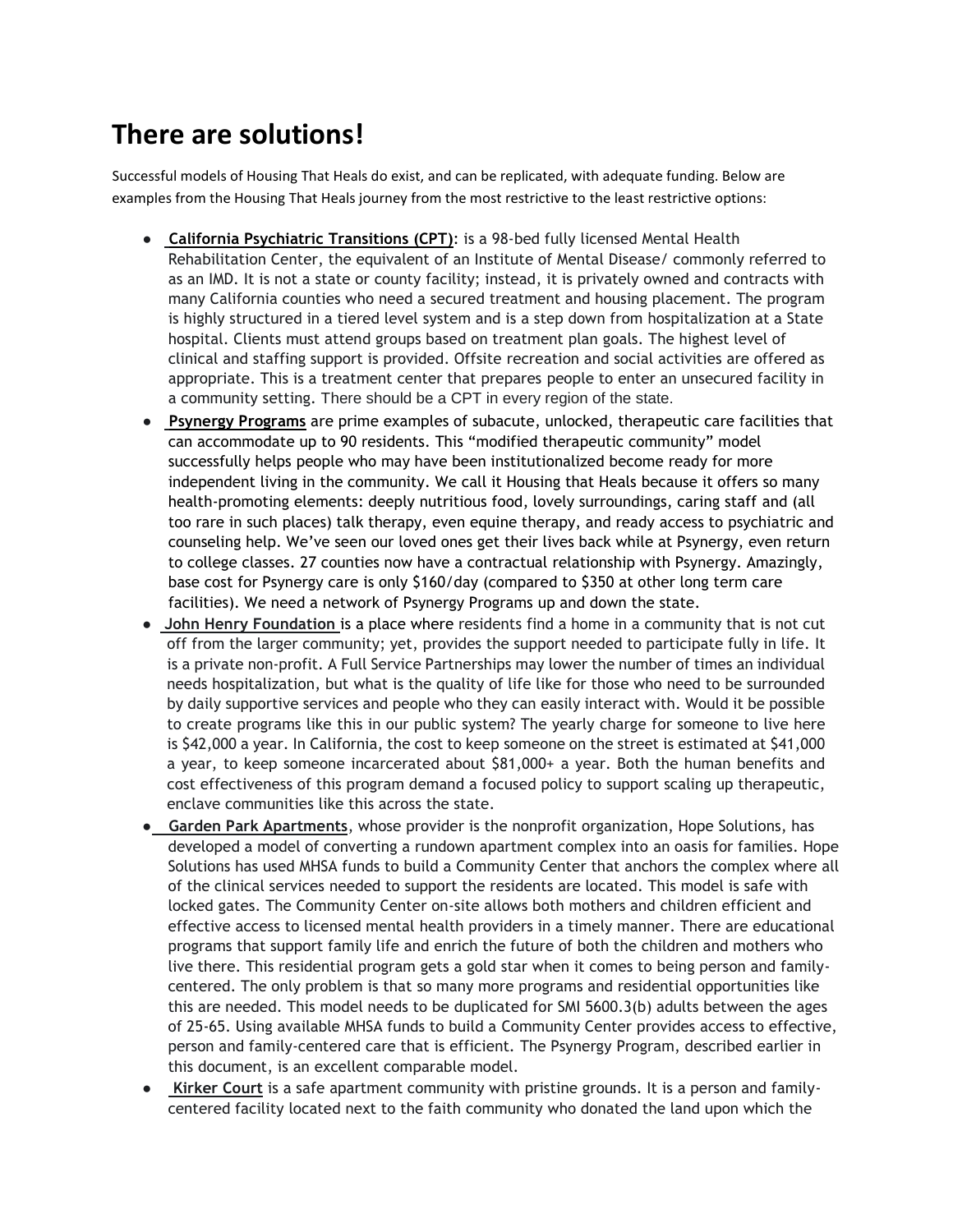# There are solutions!

Successful models of Housing That Heals do exist, and can be replicated, with adequate funding. Below are examples from the Housing That Heals journey from the most restrictive to the least restrictive options:

- **California Psychiatric Transitions (CPT)**: is a 98-bed fully licensed Mental Health Rehabilitation Center, the equivalent of an Institute of Mental Disease/ commonly referred to as an IMD. It is not a state or county facility; instead, it is privately owned and contracts with many California counties who need a secured treatment and housing placement. The program is highly structured in a tiered level system and is a step down from hospitalization at a State hospital. Clients must attend groups based on treatment plan goals. The highest level of clinical and staffing support is provided. Offsite recreation and social activities are offered as appropriate. This is a treatment center that prepares people to enter an unsecured facility in a community setting. There should be a CPT in every region of the state.
- **Psynergy Programs** are prime examples of subacute, unlocked, therapeutic care facilities that can accommodate up to 90 residents. This "modified therapeutic community" model successfully helps people who may have been institutionalized become ready for more independent living in the community. We call it Housing that Heals because it offers so many health-promoting elements: deeply nutritious food, lovely surroundings, caring staff and (all too rare in such places) talk therapy, even equine therapy, and ready access to psychiatric and counseling help. We've seen our loved ones get their lives back while at Psynergy, even return to college classes. 27 counties now have a contractual relationship with Psynergy. Amazingly, base cost for Psynergy care is only $160/day (compared to $350 at other long term care facilities). We need a network of Psynergy Programs up and down the state.
- **John Henry Foundation** is a place where residents find a home in a community that is not cut off from the larger community; yet, provides the support needed to participate fully in life. It is a private non-profit. A Full Service Partnerships may lower the number of times an individual needs hospitalization, but what is the quality of life like for those who need to be surrounded by daily supportive services and people who they can easily interact with. Would it be possible to create programs like this in our public system? The yearly charge for someone to live here is $42,000 a year. In California, the cost to keep someone on the street is estimated at $41,000 a year, to keep someone incarcerated about $81,000+ a year. Both the human benefits and cost effectiveness of this program demand a focused policy to support scaling up therapeutic, enclave communities like this across the state.
- **Garden Park Apartments**, whose provider is the nonprofit organization, Hope Solutions, has developed a model of converting a rundown apartment complex into an oasis for families. Hope Solutions has used MHSA funds to build a Community Center that anchors the complex where all of the clinical services needed to support the residents are located. This model is safe with locked gates. The Community Center on-site allows both mothers and children efficient and effective access to licensed mental health providers in a timely manner. There are educational programs that support family life and enrich the future of both the children and mothers who live there. This residential program gets a gold star when it comes to being person and family-centered. The only problem is that so many more programs and residential opportunities like this are needed. This model needs to be duplicated for SMI 5600.3(b) adults between the ages of 25-65. Using available MHSA funds to build a Community Center provides access to effective, person and family-centered care that is efficient. The Psynergy Program, described earlier in this document, is an excellent comparable model.
- **Kirker Court** is a safe apartment community with pristine grounds. It is a person and family-centered facility located next to the faith community who donated the land upon which the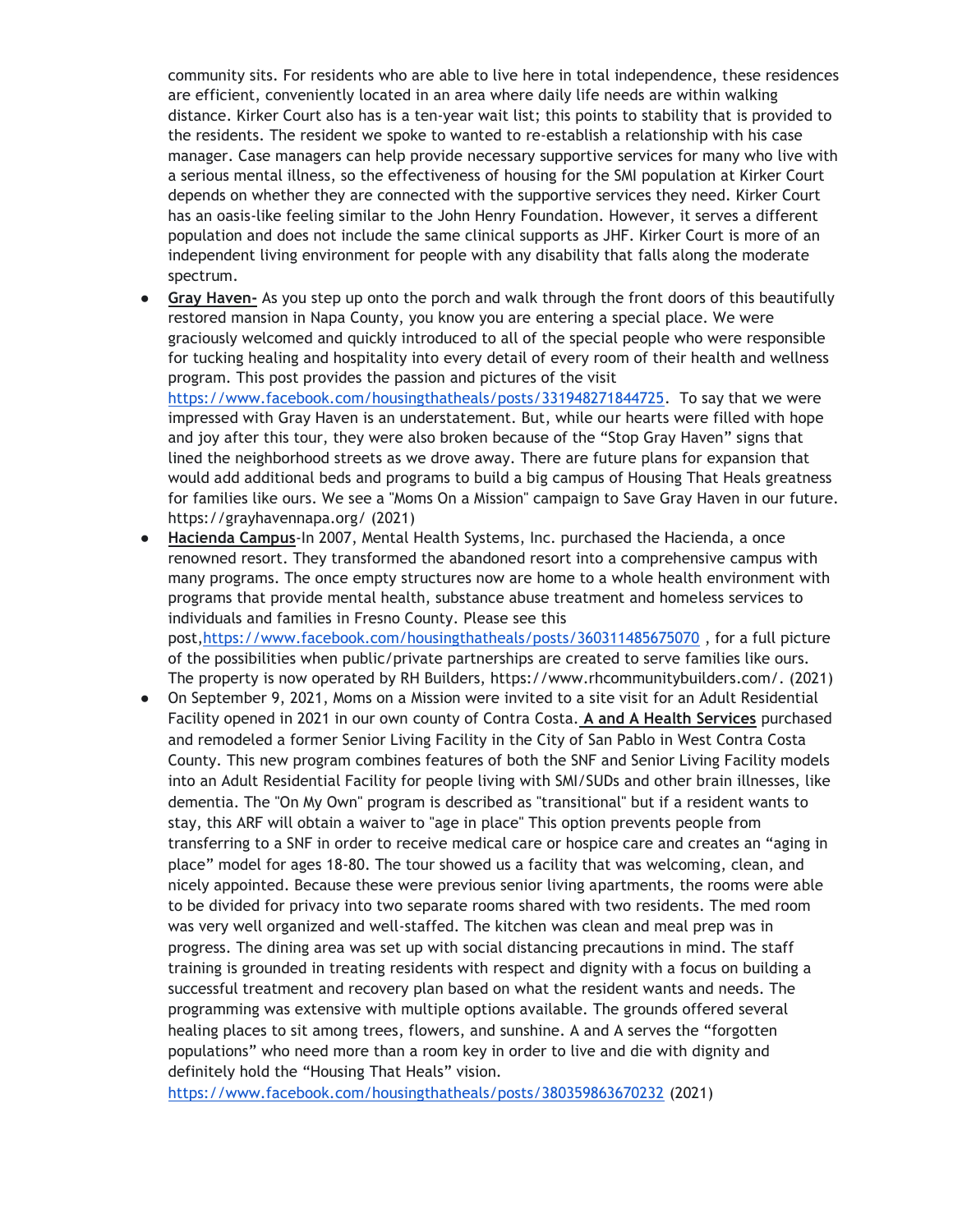community sits. For residents who are able to live here in total independence, these residences are efficient, conveniently located in an area where daily life needs are within walking distance. Kirker Court also has is a ten-year wait list; this points to stability that is provided to the residents. The resident we spoke to wanted to re-establish a relationship with his case manager. Case managers can help provide necessary supportive services for many who live with a serious mental illness, so the effectiveness of housing for the SMI population at Kirker Court depends on whether they are connected with the supportive services they need. Kirker Court has an oasis-like feeling similar to the John Henry Foundation. However, it serves a different population and does not include the same clinical supports as JHF. Kirker Court is more of an independent living environment for people with any disability that falls along the moderate spectrum.

- **Gray Haven-** As you step up onto the porch and walk through the front doors of this beautifully restored mansion in Napa County, you know you are entering a special place. We were graciously welcomed and quickly introduced to all of the special people who were responsible for tucking healing and hospitality into every detail of every room of their health and wellness program. This post provides the passion and pictures of the visit https://www.facebook.com/housingthatheals/posts/331948271844725. To say that we were impressed with Gray Haven is an understatement. But, while our hearts were filled with hope and joy after this tour, they were also broken because of the "Stop Gray Haven" signs that lined the neighborhood streets as we drove away. There are future plans for expansion that would add additional beds and programs to build a big campus of Housing That Heals greatness for families like ours. We see a "Moms On a Mission" campaign to Save Gray Haven in our future. https://grayhavennapa.org/ (2021)
- **Hacienda Campus**-In 2007, Mental Health Systems, Inc. purchased the Hacienda, a once renowned resort. They transformed the abandoned resort into a comprehensive campus with many programs. The once empty structures now are home to a whole health environment with programs that provide mental health, substance abuse treatment and homeless services to individuals and families in Fresno County. Please see this post,https://www.facebook.com/housingthatheals/posts/360311485675070 , for a full picture of the possibilities when public/private partnerships are created to serve families like ours. The property is now operated by RH Builders, https://www.rhcommunitybuilders.com/. (2021)
- On September 9, 2021, Moms on a Mission were invited to a site visit for an Adult Residential Facility opened in 2021 in our own county of Contra Costa. **A and A Health Services** purchased and remodeled a former Senior Living Facility in the City of San Pablo in West Contra Costa County. This new program combines features of both the SNF and Senior Living Facility models into an Adult Residential Facility for people living with SMI/SUDs and other brain illnesses, like dementia. The "On My Own" program is described as "transitional" but if a resident wants to stay, this ARF will obtain a waiver to "age in place" This option prevents people from transferring to a SNF in order to receive medical care or hospice care and creates an "aging in place" model for ages 18-80. The tour showed us a facility that was welcoming, clean, and nicely appointed. Because these were previous senior living apartments, the rooms were able to be divided for privacy into two separate rooms shared with two residents. The med room was very well organized and well-staffed. The kitchen was clean and meal prep was in progress. The dining area was set up with social distancing precautions in mind. The staff training is grounded in treating residents with respect and dignity with a focus on building a successful treatment and recovery plan based on what the resident wants and needs. The programming was extensive with multiple options available. The grounds offered several healing places to sit among trees, flowers, and sunshine. A and A serves the "forgotten populations" who need more than a room key in order to live and die with dignity and definitely hold the "Housing That Heals" vision. https://www.facebook.com/housingthatheals/posts/380359863670232 (2021)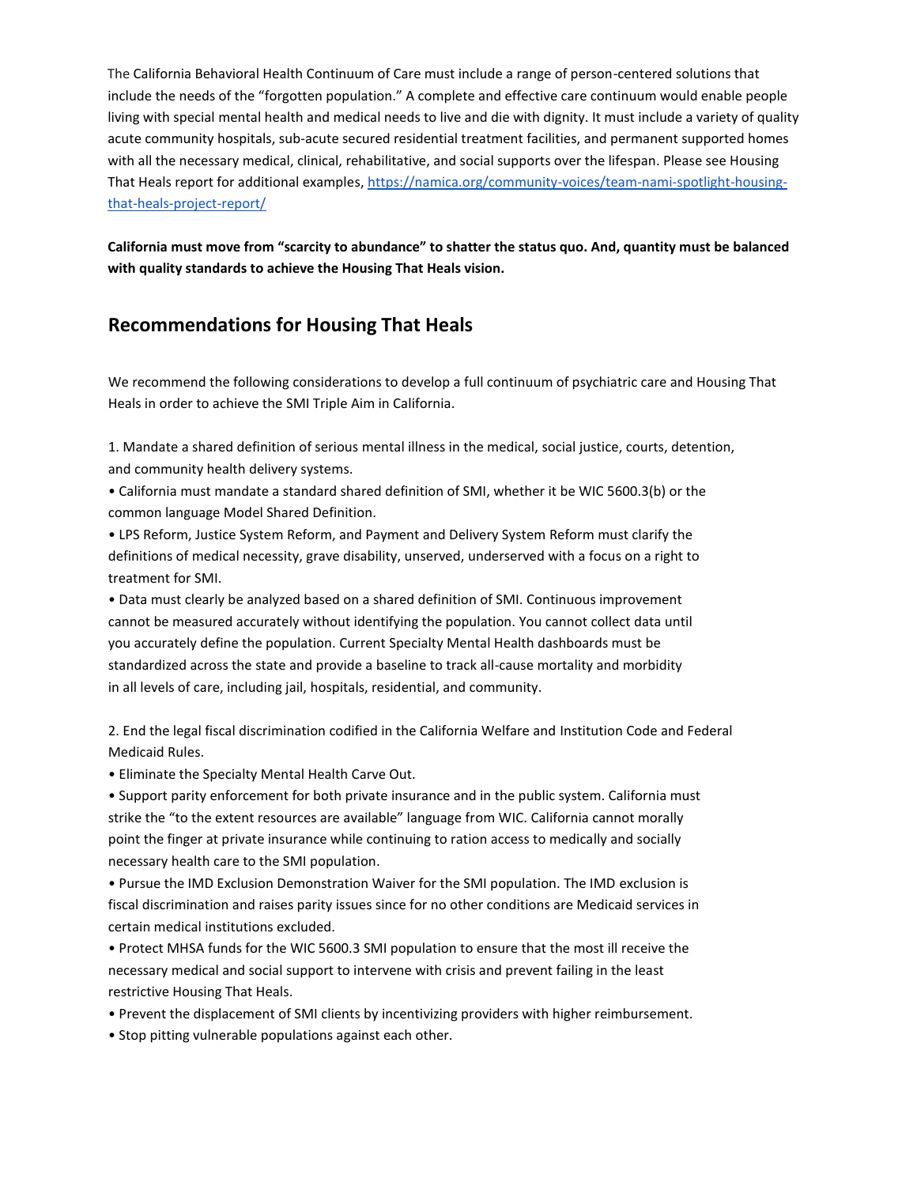The California Behavioral Health Continuum of Care must include a range of person-centered solutions that include the needs of the "forgotten population." A complete and effective care continuum would enable people living with special mental health and medical needs to live and die with dignity. It must include a variety of quality acute community hospitals, sub-acute secured residential treatment facilities, and permanent supported homes with all the necessary medical, clinical, rehabilitative, and social supports over the lifespan. Please see Housing That Heals report for additional examples, https://namica.org/community-voices/team-nami-spotlight-housing-that-heals-project-report/

**California must move from "scarcity to abundance" to shatter the status quo. And, quantity must be balanced with quality standards to achieve the Housing That Heals vision.**

## Recommendations for Housing That Heals

We recommend the following considerations to develop a full continuum of psychiatric care and Housing That Heals in order to achieve the SMI Triple Aim in California.

1. Mandate a shared definition of serious mental illness in the medical, social justice, courts, detention, and community health delivery systems.

- California must mandate a standard shared definition of SMI, whether it be WIC 5600.3(b) or the common language Model Shared Definition.
- LPS Reform, Justice System Reform, and Payment and Delivery System Reform must clarify the definitions of medical necessity, grave disability, unserved, underserved with a focus on a right to treatment for SMI.
- Data must clearly be analyzed based on a shared definition of SMI. Continuous improvement cannot be measured accurately without identifying the population. You cannot collect data until you accurately define the population. Current Specialty Mental Health dashboards must be standardized across the state and provide a baseline to track all-cause mortality and morbidity in all levels of care, including jail, hospitals, residential, and community.

2. End the legal fiscal discrimination codified in the California Welfare and Institution Code and Federal Medicaid Rules.

- Eliminate the Specialty Mental Health Carve Out.
- Support parity enforcement for both private insurance and in the public system. California must strike the "to the extent resources are available" language from WIC. California cannot morally point the finger at private insurance while continuing to ration access to medically and socially necessary health care to the SMI population.
- Pursue the IMD Exclusion Demonstration Waiver for the SMI population. The IMD exclusion is fiscal discrimination and raises parity issues since for no other conditions are Medicaid services in certain medical institutions excluded.
- Protect MHSA funds for the WIC 5600.3 SMI population to ensure that the most ill receive the necessary medical and social support to intervene with crisis and prevent failing in the least restrictive Housing That Heals.
- Prevent the displacement of SMI clients by incentivizing providers with higher reimbursement.
- Stop pitting vulnerable populations against each other.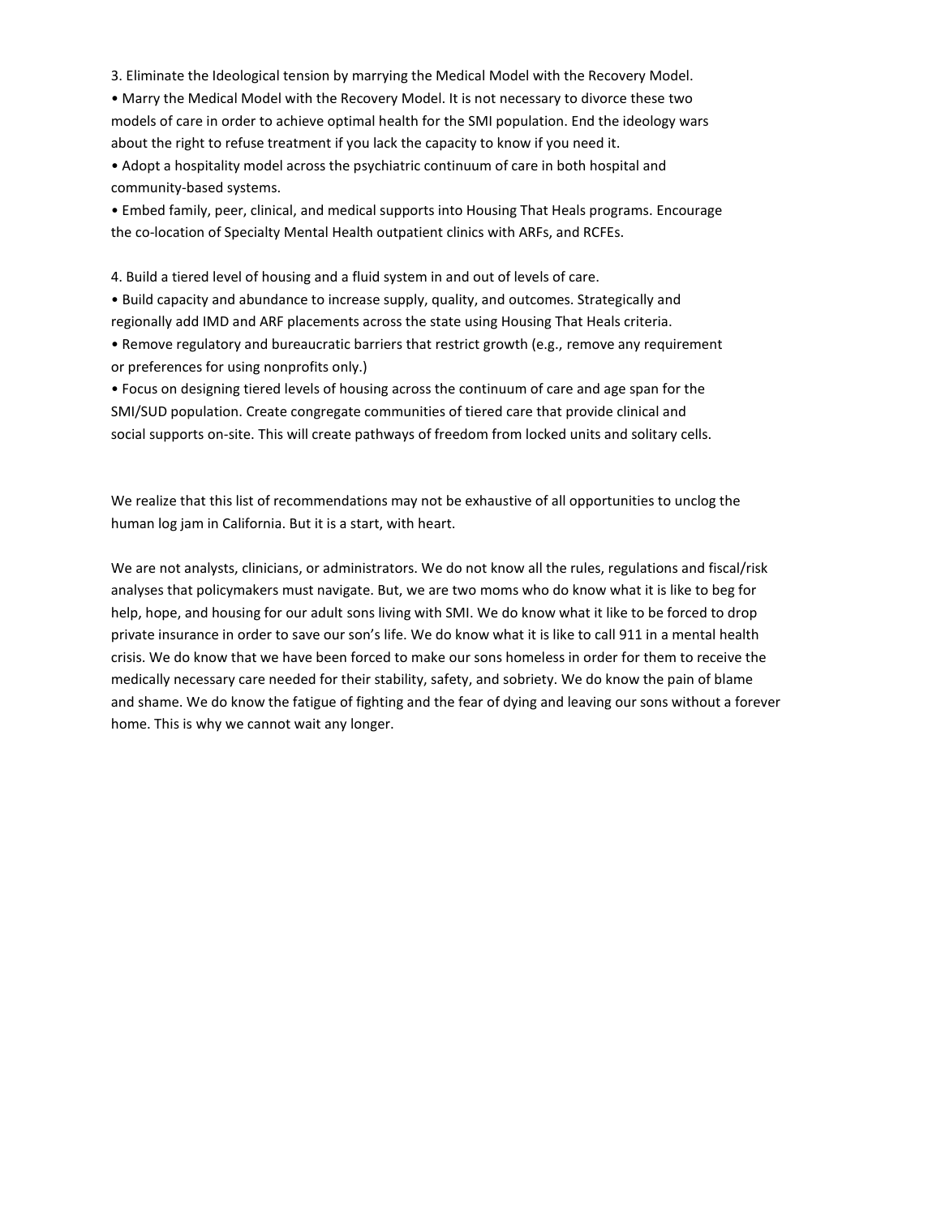3. Eliminate the Ideological tension by marrying the Medical Model with the Recovery Model.

- Marry the Medical Model with the Recovery Model. It is not necessary to divorce these two models of care in order to achieve optimal health for the SMI population. End the ideology wars about the right to refuse treatment if you lack the capacity to know if you need it.
- Adopt a hospitality model across the psychiatric continuum of care in both hospital and community-based systems.
- Embed family, peer, clinical, and medical supports into Housing That Heals programs. Encourage the co-location of Specialty Mental Health outpatient clinics with ARFs, and RCFEs.

4. Build a tiered level of housing and a fluid system in and out of levels of care.

- Build capacity and abundance to increase supply, quality, and outcomes. Strategically and regionally add IMD and ARF placements across the state using Housing That Heals criteria.
- Remove regulatory and bureaucratic barriers that restrict growth (e.g., remove any requirement or preferences for using nonprofits only.)
- Focus on designing tiered levels of housing across the continuum of care and age span for the SMI/SUD population. Create congregate communities of tiered care that provide clinical and social supports on-site. This will create pathways of freedom from locked units and solitary cells.

We realize that this list of recommendations may not be exhaustive of all opportunities to unclog the human log jam in California. But it is a start, with heart.

We are not analysts, clinicians, or administrators. We do not know all the rules, regulations and fiscal/risk analyses that policymakers must navigate. But, we are two moms who do know what it is like to beg for help, hope, and housing for our adult sons living with SMI. We do know what it like to be forced to drop private insurance in order to save our son's life. We do know what it is like to call 911 in a mental health crisis. We do know that we have been forced to make our sons homeless in order for them to receive the medically necessary care needed for their stability, safety, and sobriety. We do know the pain of blame and shame. We do know the fatigue of fighting and the fear of dying and leaving our sons without a forever home. This is why we cannot wait any longer.